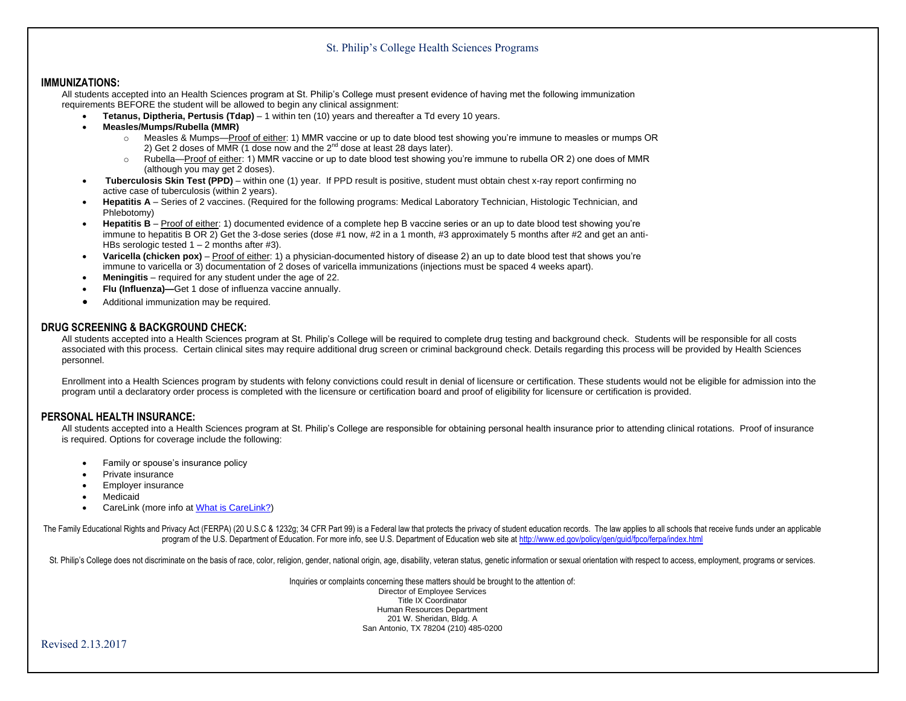St. Philip's College Health Sciences Programs

## IMMUNIZATIONS:

All students accepted into an Health Sciences program at St. Philip's College must present evidence of having met the following immunization requirements BEFORE the student will be allowed to begin any clinical assignment:

- **Tetanus, Diptheria, Pertusis (Tdap)** – 1 within ten (10) years and thereafter a Td every 10 years.
- **Measles/Mumps/Rubella (MMR)**
  - Measles & Mumps—Proof of either: 1) MMR vaccine or up to date blood test showing you're immune to measles or mumps OR 2) Get 2 doses of MMR (1 dose now and the 2nd dose at least 28 days later).
  - Rubella—Proof of either: 1) MMR vaccine or up to date blood test showing you're immune to rubella OR 2) one does of MMR (although you may get 2 doses).
- **Tuberculosis Skin Test (PPD)** – within one (1) year. If PPD result is positive, student must obtain chest x-ray report confirming no active case of tuberculosis (within 2 years).
- **Hepatitis A** – Series of 2 vaccines. (Required for the following programs: Medical Laboratory Technician, Histologic Technician, and Phlebotomy)
- **Hepatitis B** – Proof of either: 1) documented evidence of a complete hep B vaccine series or an up to date blood test showing you're immune to hepatitis B OR 2) Get the 3-dose series (dose #1 now, #2 in a 1 month, #3 approximately 5 months after #2 and get an anti-HBs serologic tested 1 – 2 months after #3).
- **Varicella (chicken pox)** – Proof of either: 1) a physician-documented history of disease 2) an up to date blood test that shows you're immune to varicella or 3) documentation of 2 doses of varicella immunizations (injections must be spaced 4 weeks apart).
- **Meningitis** – required for any student under the age of 22.
- **Flu (Influenza)—**Get 1 dose of influenza vaccine annually.
- Additional immunization may be required.

## DRUG SCREENING & BACKGROUND CHECK:

All students accepted into a Health Sciences program at St. Philip's College will be required to complete drug testing and background check. Students will be responsible for all costs associated with this process. Certain clinical sites may require additional drug screen or criminal background check. Details regarding this process will be provided by Health Sciences personnel.

Enrollment into a Health Sciences program by students with felony convictions could result in denial of licensure or certification. These students would not be eligible for admission into the program until a declaratory order process is completed with the licensure or certification board and proof of eligibility for licensure or certification is provided.

## PERSONAL HEALTH INSURANCE:

All students accepted into a Health Sciences program at St. Philip's College are responsible for obtaining personal health insurance prior to attending clinical rotations. Proof of insurance is required. Options for coverage include the following:

- Family or spouse's insurance policy
- Private insurance
- Employer insurance
- Medicaid
- CareLink (more info at [What is CareLink?](What is CareLink?))

The Family Educational Rights and Privacy Act (FERPA) (20 U.S.C & 1232g; 34 CFR Part 99) is a Federal law that protects the privacy of student education records. The law applies to all schools that receive funds under an applicable program of the U.S. Department of Education. For more info, see U.S. Department of Education web site at http://www.ed.gov/policy/gen/guid/fpco/ferpa/index.html

St. Philip's College does not discriminate on the basis of race, color, religion, gender, national origin, age, disability, veteran status, genetic information or sexual orientation with respect to access, employment, programs or services.

Inquiries or complaints concerning these matters should be brought to the attention of:
Director of Employee Services
Title IX Coordinator
Human Resources Department
201 W. Sheridan, Bldg. A
San Antonio, TX 78204 (210) 485-0200

Revised 2.13.2017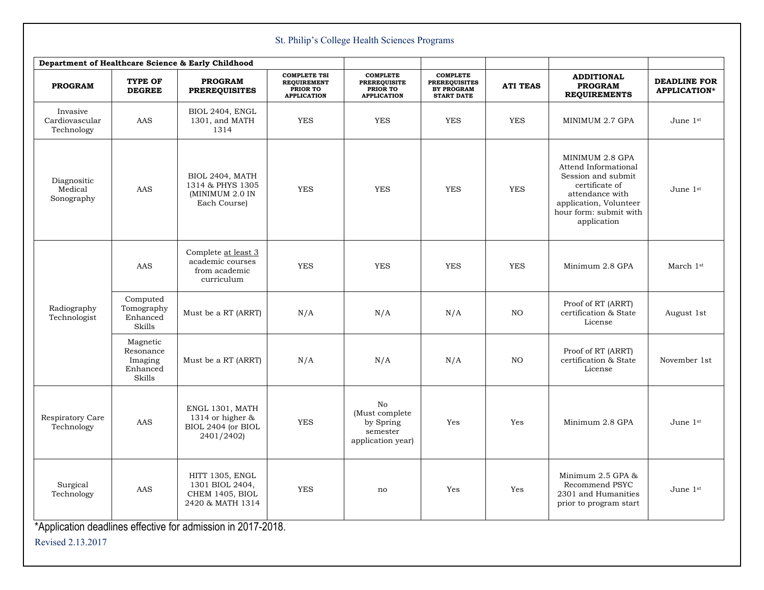St. Philip's College Health Sciences Programs

| Department of Healthcare Science & Early Childhood | | | | | | | | |
|---|---|---|---|---|---|---|---|---|
| **PROGRAM** | **TYPE OF DEGREE** | **PROGRAM PREREQUISITES** | **COMPLETE TSI REQUIREMENT PRIOR TO APPLICATION** | **COMPLETE PREREQUISITE PRIOR TO APPLICATION** | **COMPLETE PREREQUISITES BY PROGRAM START DATE** | **ATI TEAS** | **ADDITIONAL PROGRAM REQUIREMENTS** | **DEADLINE FOR APPLICATION*** |
| Invasive Cardiovascular Technology | AAS | BIOL 2404, ENGL 1301, and MATH 1314 | YES | YES | YES | YES | MINIMUM 2.7 GPA | June 1st |
| Diagnositic Medical Sonography | AAS | BIOL 2404, MATH 1314 & PHYS 1305 (MINIMUM 2.0 IN Each Course) | YES | YES | YES | YES | MINIMUM 2.8 GPA Attend Informational Session and submit certificate of attendance with application, Volunteer hour form: submit with application | June 1st |
| Radiography Technologist | AAS | Complete at least 3 academic courses from academic curriculum | YES | YES | YES | YES | Minimum 2.8 GPA | March 1st |
| | Computed Tomography Enhanced Skills | Must be a RT (ARRT) | N/A | N/A | N/A | NO | Proof of RT (ARRT) certification & State License | August 1st |
| | Magnetic Resonance Imaging Enhanced Skills | Must be a RT (ARRT) | N/A | N/A | N/A | NO | Proof of RT (ARRT) certification & State License | November 1st |
| Respiratory Care Technology | AAS | ENGL 1301, MATH 1314 or higher & BIOL 2404 (or BIOL 2401/2402) | YES | No (Must complete by Spring semester application year) | Yes | Yes | Minimum 2.8 GPA | June 1st |
| Surgical Technology | AAS | HITT 1305, ENGL 1301 BIOL 2404, CHEM 1405, BIOL 2420 & MATH 1314 | YES | no | Yes | Yes | Minimum 2.5 GPA & Recommend PSYC 2301 and Humanities prior to program start | June 1st |

*Application deadlines effective for admission in 2017-2018.

Revised 2.13.2017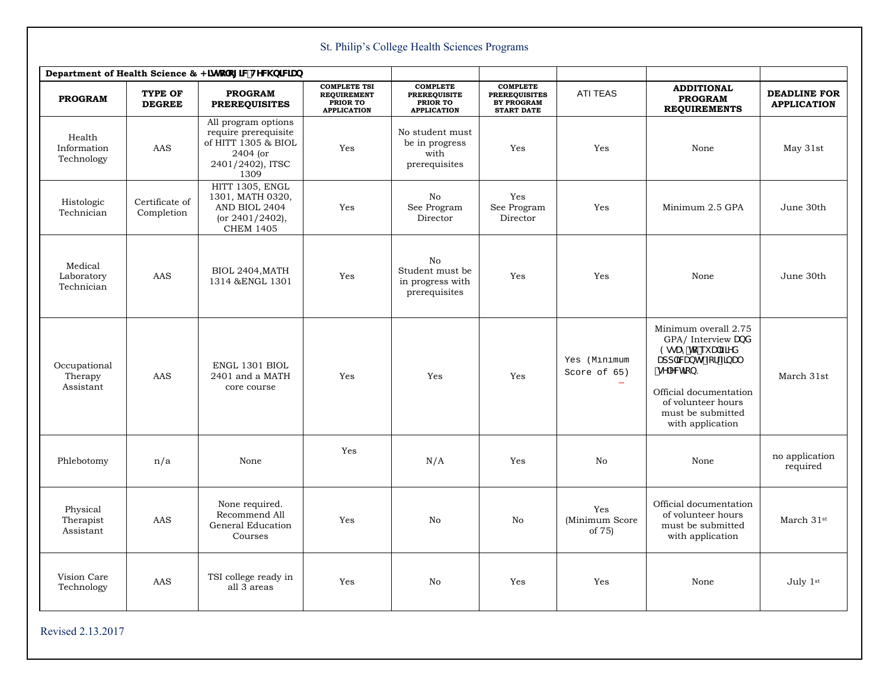St. Philip's College Health Sciences Programs

| Department of Health Science & Histologic Technician | | | | | | | | |
|---|---|---|---|---|---|---|---|---|
| **PROGRAM** | **TYPE OF DEGREE** | **PROGRAM PREREQUISITES** | **COMPLETE TSI REQUIREMENT PRIOR TO APPLICATION** | **COMPLETE PREREQUISITE PRIOR TO APPLICATION** | **COMPLETE PREREQUISITES BY PROGRAM START DATE** | ATI TEAS | **ADDITIONAL PROGRAM REQUIREMENTS** | **DEADLINE FOR APPLICATION** |
| Health Information Technology | AAS | All program options require prerequisite of HITT 1305 & BIOL 2404 (or 2401/2402), ITSC 1309 | Yes | No student must be in progress with prerequisites | Yes | Yes | None | May 31st |
| Histologic Technician | Certificate of Completion | HITT 1305, ENGL 1301, MATH 0320, AND BIOL 2404 (or 2401/2402), CHEM 1405 | Yes | No See Program Director | Yes See Program Director | Yes | Minimum 2.5 GPA | June 30th |
| Medical Laboratory Technician | AAS | BIOL 2404,MATH 1314 &ENGL 1301 | Yes | No Student must be in progress with prerequisites | Yes | Yes | None | June 30th |
| Occupational Therapy Assistant | AAS | ENGL 1301 BIOL 2401 and a MATH core course | Yes | Yes | Yes | Yes (Minimum Score of 65) | Minimum overall 2.75 GPA/ Interview and Essay to qualified applicant for final selection. Official documentation of volunteer hours must be submitted with application | March 31st |
| Phlebotomy | n/a | None | Yes | N/A | Yes | No | None | no application required |
| Physical Therapist Assistant | AAS | None required. Recommend All General Education Courses | Yes | No | No | Yes (Minimum Score of 75) | Official documentation of volunteer hours must be submitted with application | March 31st |
| Vision Care Technology | AAS | TSI college ready in all 3 areas | Yes | No | Yes | Yes | None | July 1st |

Revised 2.13.2017